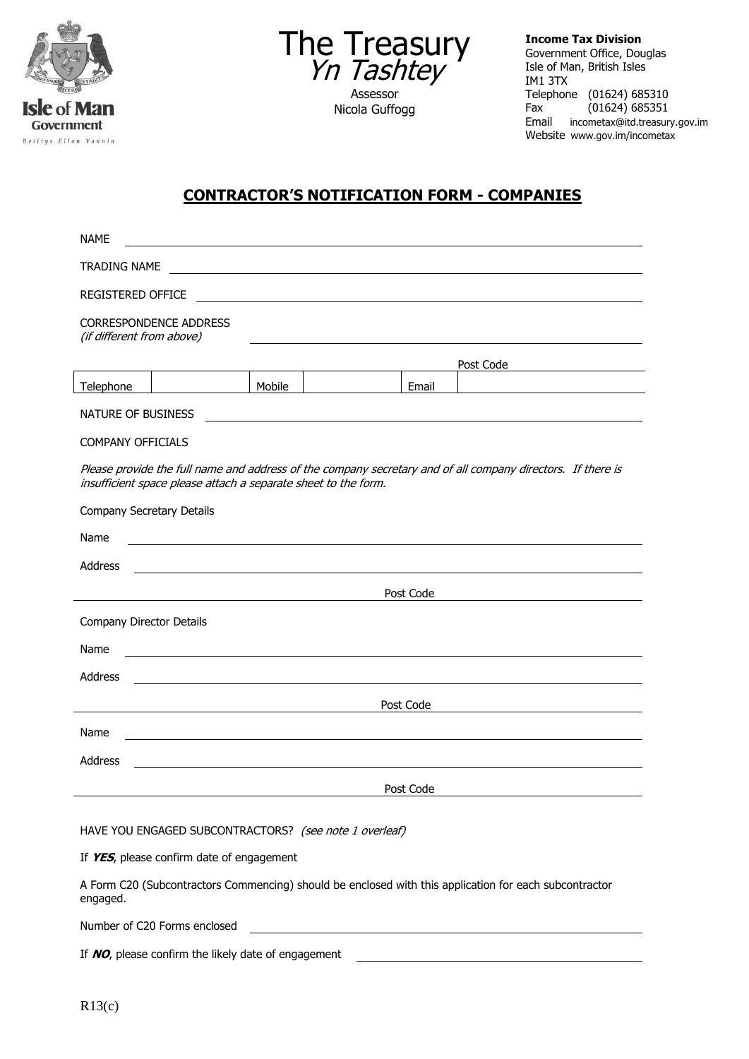Isle of Man Government

Reiltys Ellan Vannin

# The Treasury
*Yn Tashtey*

Assessor
Nicola Guffogg

**Income Tax Division**
Government Office, Douglas
Isle of Man, British Isles
IM1 3TX
Telephone (01624) 685310
Fax (01624) 685351
Email incometax@itd.treasury.gov.im
Website www.gov.im/incometax

## CONTRACTOR'S NOTIFICATION FORM - COMPANIES

NAME ____________________

TRADING NAME ____________________

REGISTERED OFFICE ____________________

CORRESPONDENCE ADDRESS
*(if different from above)* ____________________

Post Code ____________________

| Telephone | | Mobile | | Email | |
|---|---|---|---|---|---|

NATURE OF BUSINESS ____________________

COMPANY OFFICIALS

*Please provide the full name and address of the company secretary and of all company directors. If there is insufficient space please attach a separate sheet to the form.*

Company Secretary Details

Name ____________________

Address ____________________

Post Code ____________________

Company Director Details

Name ____________________

Address ____________________

Post Code ____________________

Name ____________________

Address ____________________

Post Code ____________________

HAVE YOU ENGAGED SUBCONTRACTORS? *(see note 1 overleaf)*

If ***YES***, please confirm date of engagement

A Form C20 (Subcontractors Commencing) should be enclosed with this application for each subcontractor engaged.

Number of C20 Forms enclosed ____________________

If ***NO***, please confirm the likely date of engagement ____________________

R13(c)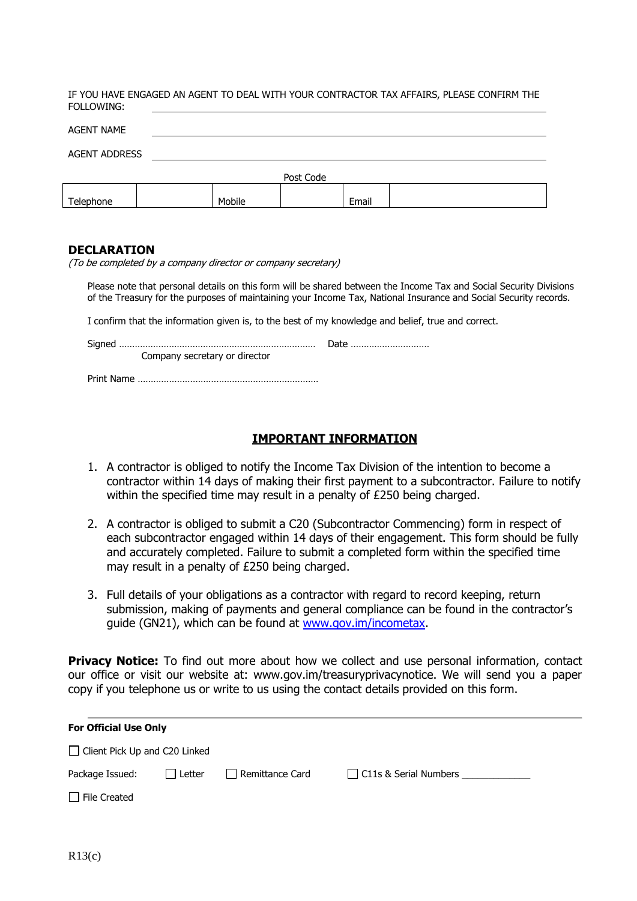IF YOU HAVE ENGAGED AN AGENT TO DEAL WITH YOUR CONTRACTOR TAX AFFAIRS, PLEASE CONFIRM THE FOLLOWING:

AGENT NAME

AGENT ADDRESS

Post Code

| | | | | | |
|---|---|---|---|---|---|
| Telephone | | Mobile | | Email | |

## DECLARATION

*(To be completed by a company director or company secretary)*

Please note that personal details on this form will be shared between the Income Tax and Social Security Divisions of the Treasury for the purposes of maintaining your Income Tax, National Insurance and Social Security records.

I confirm that the information given is, to the best of my knowledge and belief, true and correct.

Signed ……………………………………………………………… Date …………………………
Company secretary or director

Print Name ……………………………………………………………

## IMPORTANT INFORMATION

1. A contractor is obliged to notify the Income Tax Division of the intention to become a contractor within 14 days of making their first payment to a subcontractor. Failure to notify within the specified time may result in a penalty of £250 being charged.

2. A contractor is obliged to submit a C20 (Subcontractor Commencing) form in respect of each subcontractor engaged within 14 days of their engagement. This form should be fully and accurately completed. Failure to submit a completed form within the specified time may result in a penalty of £250 being charged.

3. Full details of your obligations as a contractor with regard to record keeping, return submission, making of payments and general compliance can be found in the contractor's guide (GN21), which can be found at www.gov.im/incometax.

**Privacy Notice:** To find out more about how we collect and use personal information, contact our office or visit our website at: www.gov.im/treasuryprivacynotice. We will send you a paper copy if you telephone us or write to us using the contact details provided on this form.

**For Official Use Only**

☐ Client Pick Up and C20 Linked

Package Issued: ☐ Letter ☐ Remittance Card ☐ C11s & Serial Numbers ____________

☐ File Created

R13(c)